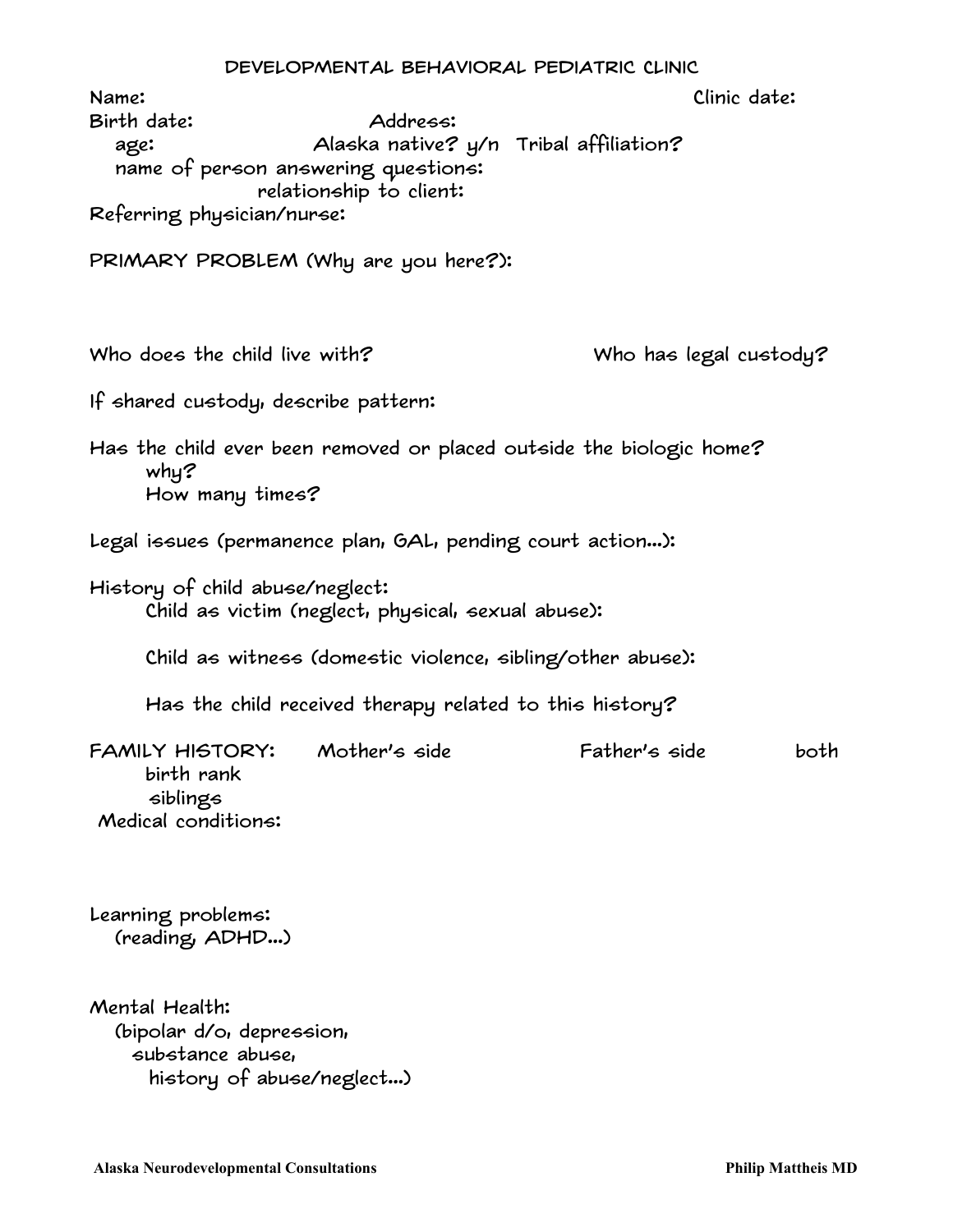# DEVELOPMENTAL BEHAVIORAL PEDIATRIC CLINIC

Name: Clinic date:

Birth date: Address:

age: Alaska native? y/n Tribal affiliation?

name of person answering questions:

relationship to client:

Referring physician/nurse:

PRIMARY PROBLEM (Why are you here?):

Who does the child live with? Who has legal custody?

If shared custody, describe pattern:

Has the child ever been removed or placed outside the biologic home?

why?

How many times?

Legal issues (permanence plan, GAL, pending court action...):

History of child abuse/neglect:

Child as victim (neglect, physical, sexual abuse):

Child as witness (domestic violence, sibling/other abuse):

Has the child received therapy related to this history?

| FAMILY HISTORY: | Mother's side | Father's side | both |
| --- | --- | --- | --- |
| birth rank | | | |
| siblings | | | |
| Medical conditions: | | | |
| Learning problems: (reading, ADHD...) | | | |
| Mental Health: (bipolar d/o, depression, substance abuse, history of abuse/neglect...) | | | |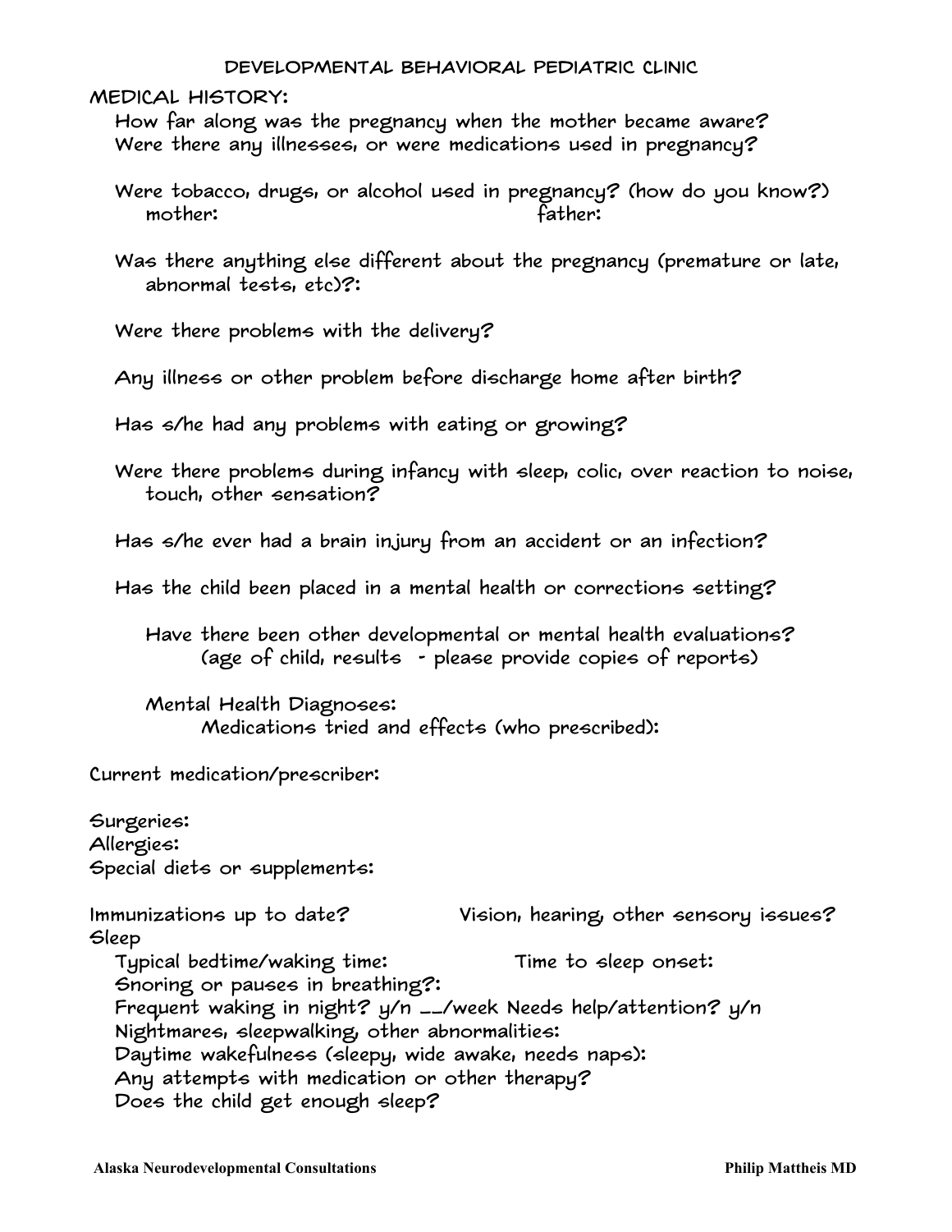## DEVELOPMENTAL BEHAVIORAL PEDIATRIC CLINIC

**MEDICAL HISTORY:**

How far along was the pregnancy when the mother became aware?

Were there any illnesses, or were medications used in pregnancy?

Were tobacco, drugs, or alcohol used in pregnancy? (how do you know?)

mother: father:

Was there anything else different about the pregnancy (premature or late, abnormal tests, etc)?:

Were there problems with the delivery?

Any illness or other problem before discharge home after birth?

Has s/he had any problems with eating or growing?

Were there problems during infancy with sleep, colic, over reaction to noise, touch, other sensation?

Has s/he ever had a brain injury from an accident or an infection?

Has the child been placed in a mental health or corrections setting?

Have there been other developmental or mental health evaluations? (age of child, results - please provide copies of reports)

Mental Health Diagnoses:

Medications tried and effects (who prescribed):

Current medication/prescriber:

Surgeries:

Allergies:

Special diets or supplements:

Immunizations up to date? Vision, hearing, other sensory issues?

Sleep

Typical bedtime/waking time: Time to sleep onset:

Snoring or pauses in breathing?:

Frequent waking in night? y/n __/week Needs help/attention? y/n

Nightmares, sleepwalking, other abnormalities:

Daytime wakefulness (sleepy, wide awake, needs naps):

Any attempts with medication or other therapy?

Does the child get enough sleep?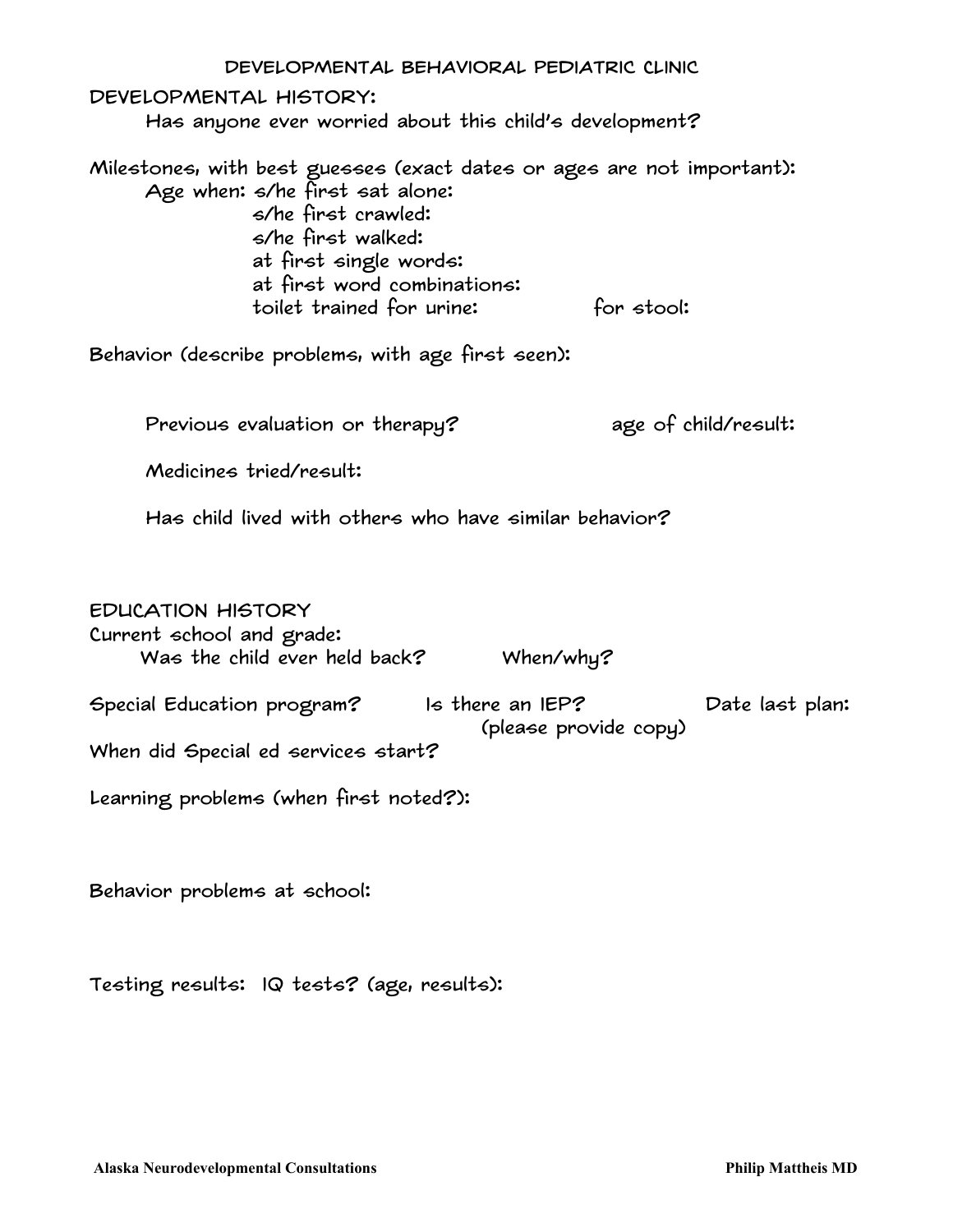# DEVELOPMENTAL BEHAVIORAL PEDIATRIC CLINIC

## DEVELOPMENTAL HISTORY:

Has anyone ever worried about this child's development?

Milestones, with best guesses (exact dates or ages are not important):

Age when: s/he first sat alone:

s/he first crawled:

s/he first walked:

at first single words:

at first word combinations:

toilet trained for urine: for stool:

Behavior (describe problems, with age first seen):

Previous evaluation or therapy? age of child/result:

Medicines tried/result:

Has child lived with others who have similar behavior?

## EDUCATION HISTORY

Current school and grade:

Was the child ever held back? When/why?

Special Education program? Is there an IEP? (please provide copy) Date last plan:

When did Special ed services start?

Learning problems (when first noted?):

Behavior problems at school:

Testing results: IQ tests? (age, results):

**Alaska Neurodevelopmental Consultations** **Philip Mattheis MD**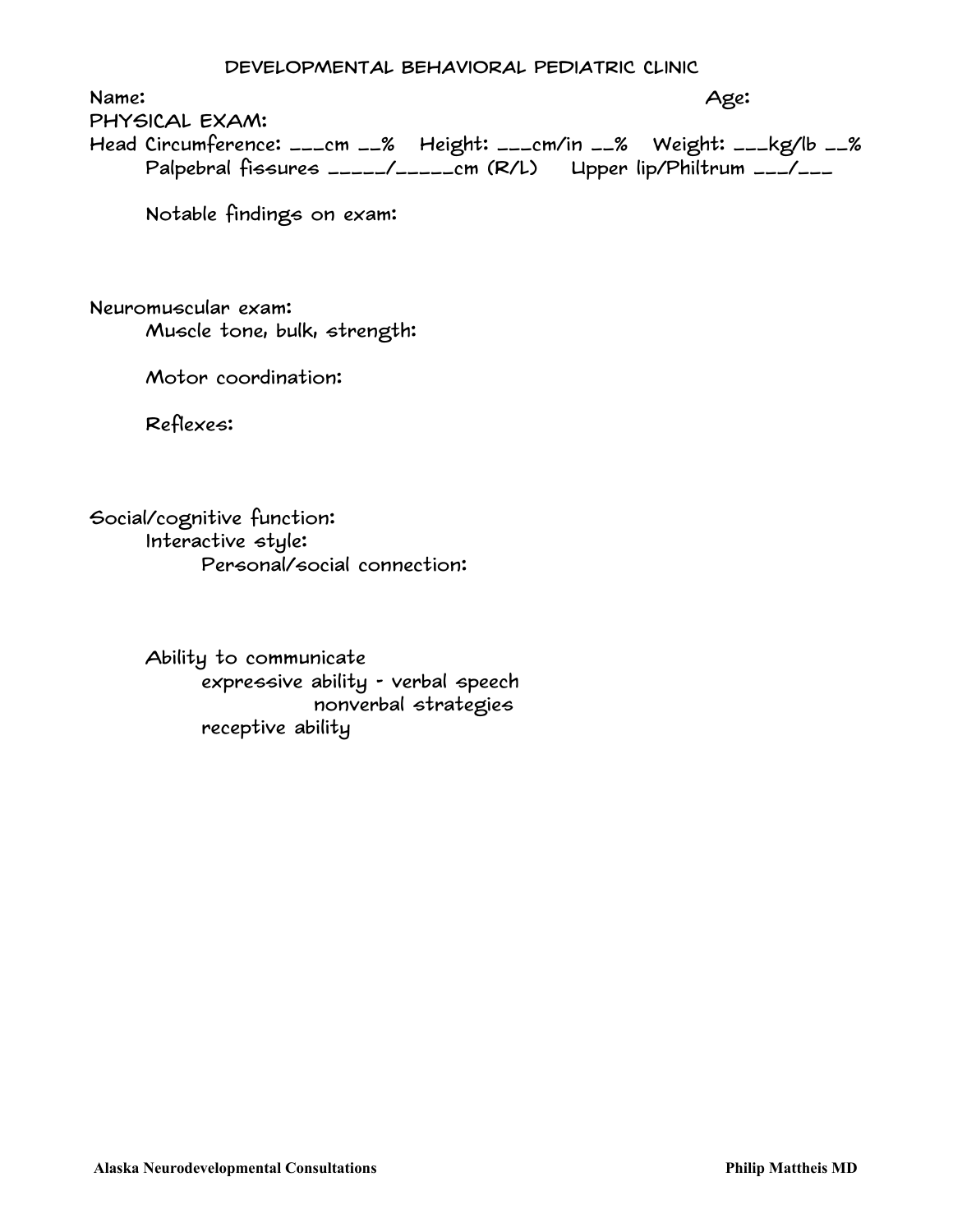# DEVELOPMENTAL BEHAVIORAL PEDIATRIC CLINIC

Name: Age:

PHYSICAL EXAM:

Head Circumference: ___cm __% Height: ___cm/in __% Weight: ___kg/lb __%

Palpebral fissures _____/_____cm (R/L) Upper lip/Philtrum ___/___

Notable findings on exam:

Neuromuscular exam:

Muscle tone, bulk, strength:

Motor coordination:

Reflexes:

Social/cognitive function:

Interactive style:

Personal/social connection:

Ability to communicate

expressive ability - verbal speech

nonverbal strategies

receptive ability

Alaska Neurodevelopmental Consultations Philip Mattheis MD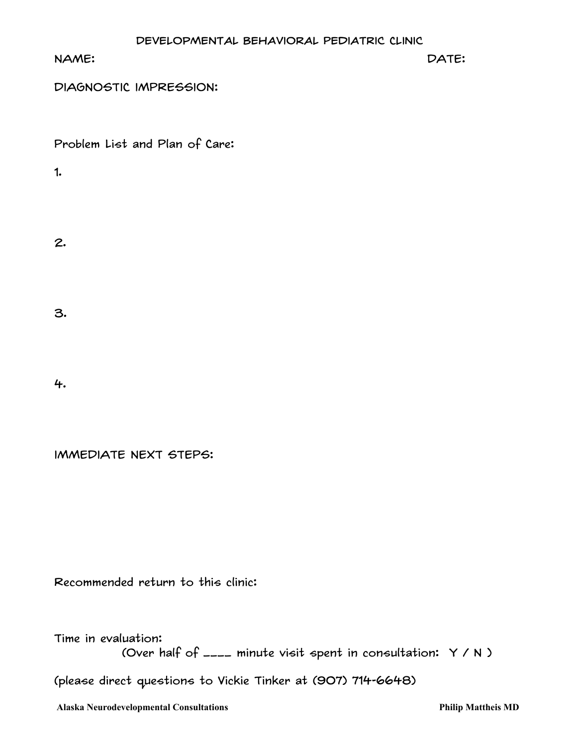# DEVELOPMENTAL BEHAVIORAL PEDIATRIC CLINIC

NAME: DATE:

DIAGNOSTIC IMPRESSION:

Problem List and Plan of Care:

1.

2.

3.

4.

IMMEDIATE NEXT STEPS:

Recommended return to this clinic:

Time in evaluation:

(Over half of ____ minute visit spent in consultation: Y / N )

(please direct questions to Vickie Tinker at (907) 714-6648)

**Alaska Neurodevelopmental Consultations** **Philip Mattheis MD**